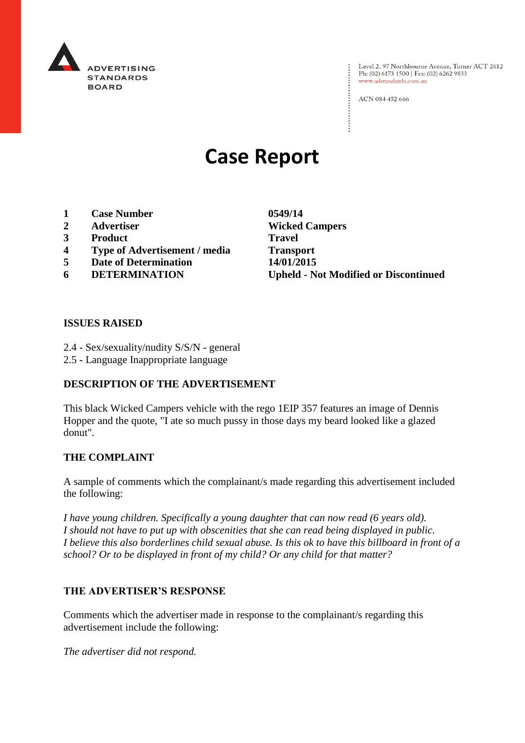ADVERTISING STANDARDS BOARD

Level 2, 97 Northbourne Avenue, Turner ACT 2612
Ph: (02) 6173 1500 | Fax: (02) 6262 9833
www.adstandards.com.au

ACN 084 452 666

# Case Report

| | | |
|---|---|---|
| **1** | **Case Number** | **0549/14** |
| **2** | **Advertiser** | **Wicked Campers** |
| **3** | **Product** | **Travel** |
| **4** | **Type of Advertisement / media** | **Transport** |
| **5** | **Date of Determination** | **14/01/2015** |
| **6** | **DETERMINATION** | **Upheld - Not Modified or Discontinued** |

## ISSUES RAISED

2.4 - Sex/sexuality/nudity S/S/N - general
2.5 - Language Inappropriate language

## DESCRIPTION OF THE ADVERTISEMENT

This black Wicked Campers vehicle with the rego 1EIP 357 features an image of Dennis Hopper and the quote, "I ate so much pussy in those days my beard looked like a glazed donut".

## THE COMPLAINT

A sample of comments which the complainant/s made regarding this advertisement included the following:

*I have young children. Specifically a young daughter that can now read (6 years old). I should not have to put up with obscenities that she can read being displayed in public. I believe this also borderlines child sexual abuse. Is this ok to have this billboard in front of a school? Or to be displayed in front of my child? Or any child for that matter?*

## THE ADVERTISER'S RESPONSE

Comments which the advertiser made in response to the complainant/s regarding this advertisement include the following:

*The advertiser did not respond.*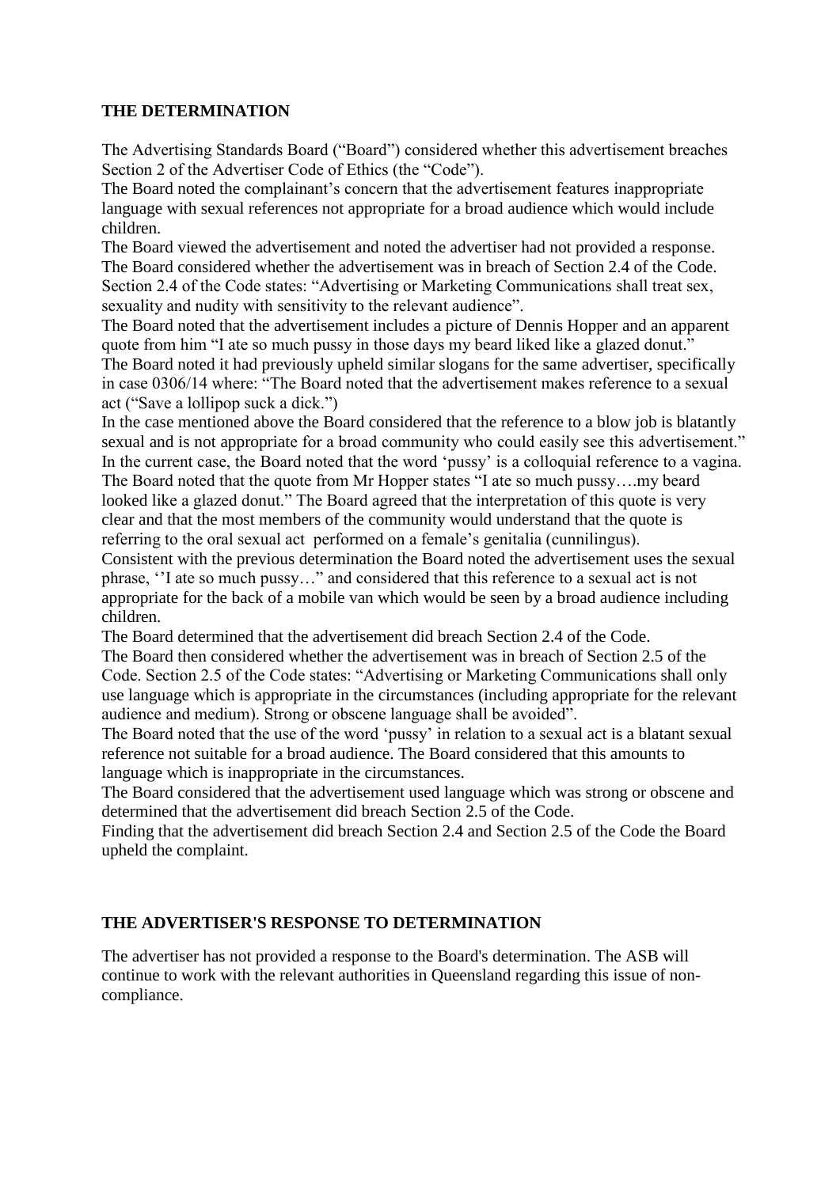**THE DETERMINATION**

The Advertising Standards Board ("Board") considered whether this advertisement breaches Section 2 of the Advertiser Code of Ethics (the "Code").

The Board noted the complainant's concern that the advertisement features inappropriate language with sexual references not appropriate for a broad audience which would include children.

The Board viewed the advertisement and noted the advertiser had not provided a response.

The Board considered whether the advertisement was in breach of Section 2.4 of the Code.

Section 2.4 of the Code states: "Advertising or Marketing Communications shall treat sex, sexuality and nudity with sensitivity to the relevant audience".

The Board noted that the advertisement includes a picture of Dennis Hopper and an apparent quote from him "I ate so much pussy in those days my beard liked like a glazed donut."

The Board noted it had previously upheld similar slogans for the same advertiser, specifically in case 0306/14 where: "The Board noted that the advertisement makes reference to a sexual act ("Save a lollipop suck a dick.")

In the case mentioned above the Board considered that the reference to a blow job is blatantly sexual and is not appropriate for a broad community who could easily see this advertisement."

In the current case, the Board noted that the word 'pussy' is a colloquial reference to a vagina.

The Board noted that the quote from Mr Hopper states "I ate so much pussy….my beard looked like a glazed donut." The Board agreed that the interpretation of this quote is very clear and that the most members of the community would understand that the quote is referring to the oral sexual act performed on a female's genitalia (cunnilingus).

Consistent with the previous determination the Board noted the advertisement uses the sexual phrase, ''I ate so much pussy…" and considered that this reference to a sexual act is not appropriate for the back of a mobile van which would be seen by a broad audience including children.

The Board determined that the advertisement did breach Section 2.4 of the Code.

The Board then considered whether the advertisement was in breach of Section 2.5 of the Code. Section 2.5 of the Code states: "Advertising or Marketing Communications shall only use language which is appropriate in the circumstances (including appropriate for the relevant audience and medium). Strong or obscene language shall be avoided".

The Board noted that the use of the word 'pussy' in relation to a sexual act is a blatant sexual reference not suitable for a broad audience. The Board considered that this amounts to language which is inappropriate in the circumstances.

The Board considered that the advertisement used language which was strong or obscene and determined that the advertisement did breach Section 2.5 of the Code.

Finding that the advertisement did breach Section 2.4 and Section 2.5 of the Code the Board upheld the complaint.

**THE ADVERTISER'S RESPONSE TO DETERMINATION**

The advertiser has not provided a response to the Board's determination. The ASB will continue to work with the relevant authorities in Queensland regarding this issue of non-compliance.